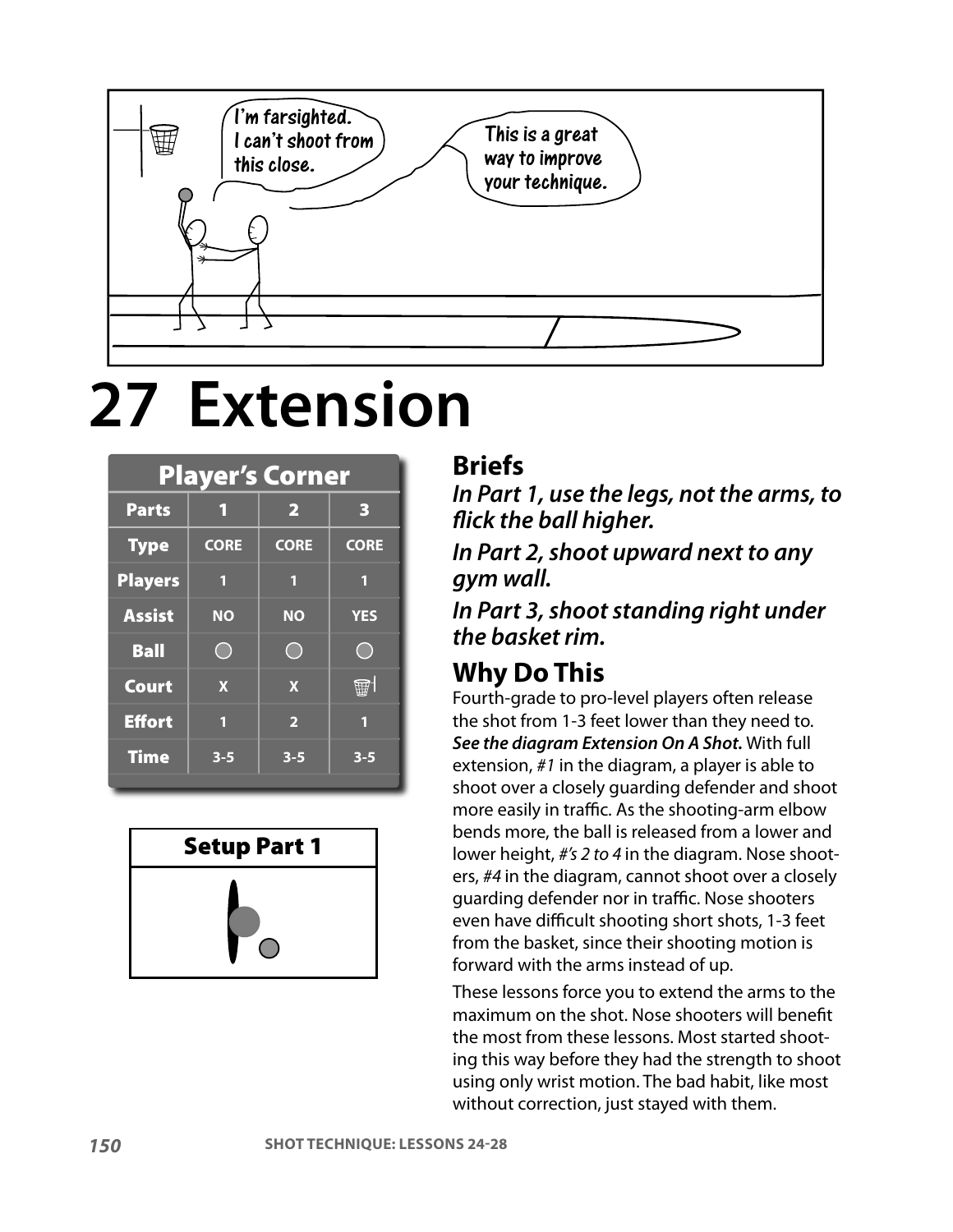# 27 Extension

## Player's Corner

| Parts | 1 | 2 | 3 |
|---|---|---|---|
| Type | CORE | CORE | CORE |
| Players | 1 | 1 | 1 |
| Assist | NO | NO | YES |
| Ball | ○ | ○ | ○ |
| Court | X | X | basket |
| Effort | 1 | 2 | 1 |
| Time | 3-5 | 3-5 | 3-5 |

**Setup Part 1**

## Briefs

***In Part 1, use the legs, not the arms, to flick the ball higher.***

***In Part 2, shoot upward next to any gym wall.***

***In Part 3, shoot standing right under the basket rim.***

## Why Do This

Fourth-grade to pro-level players often release the shot from 1-3 feet lower than they need to. ***See the diagram Extension On A Shot.*** With full extension, *#1* in the diagram, a player is able to shoot over a closely guarding defender and shoot more easily in traffic. As the shooting-arm elbow bends more, the ball is released from a lower and lower height, *#'s 2 to 4* in the diagram. Nose shooters, *#4* in the diagram, cannot shoot over a closely guarding defender nor in traffic. Nose shooters even have difficult shooting short shots, 1-3 feet from the basket, since their shooting motion is forward with the arms instead of up.

These lessons force you to extend the arms to the maximum on the shot. Nose shooters will benefit the most from these lessons. Most started shooting this way before they had the strength to shoot using only wrist motion. The bad habit, like most without correction, just stayed with them.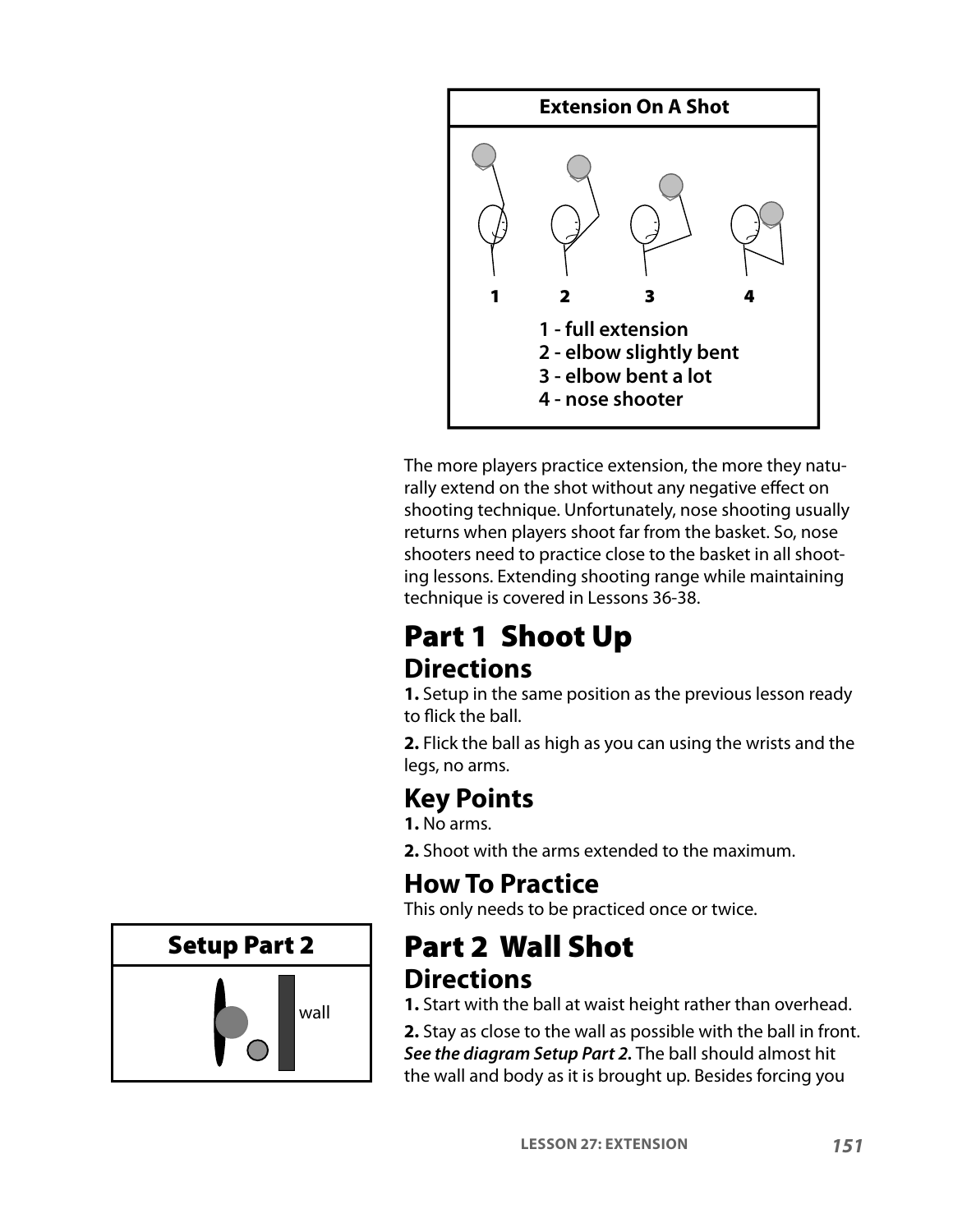**Extension On A Shot**

1 - full extension
2 - elbow slightly bent
3 - elbow bent a lot
4 - nose shooter

The more players practice extension, the more they naturally extend on the shot without any negative effect on shooting technique. Unfortunately, nose shooting usually returns when players shoot far from the basket. So, nose shooters need to practice close to the basket in all shooting lessons. Extending shooting range while maintaining technique is covered in Lessons 36-38.

# Part 1 Shoot Up

## Directions

**1.** Setup in the same position as the previous lesson ready to flick the ball.

**2.** Flick the ball as high as you can using the wrists and the legs, no arms.

## Key Points

**1.** No arms.

**2.** Shoot with the arms extended to the maximum.

## How To Practice

This only needs to be practiced once or twice.

# Part 2 Wall Shot

**Setup Part 2**

wall

## Directions

**1.** Start with the ball at waist height rather than overhead.

**2.** Stay as close to the wall as possible with the ball in front. ***See the diagram Setup Part 2.*** The ball should almost hit the wall and body as it is brought up. Besides forcing you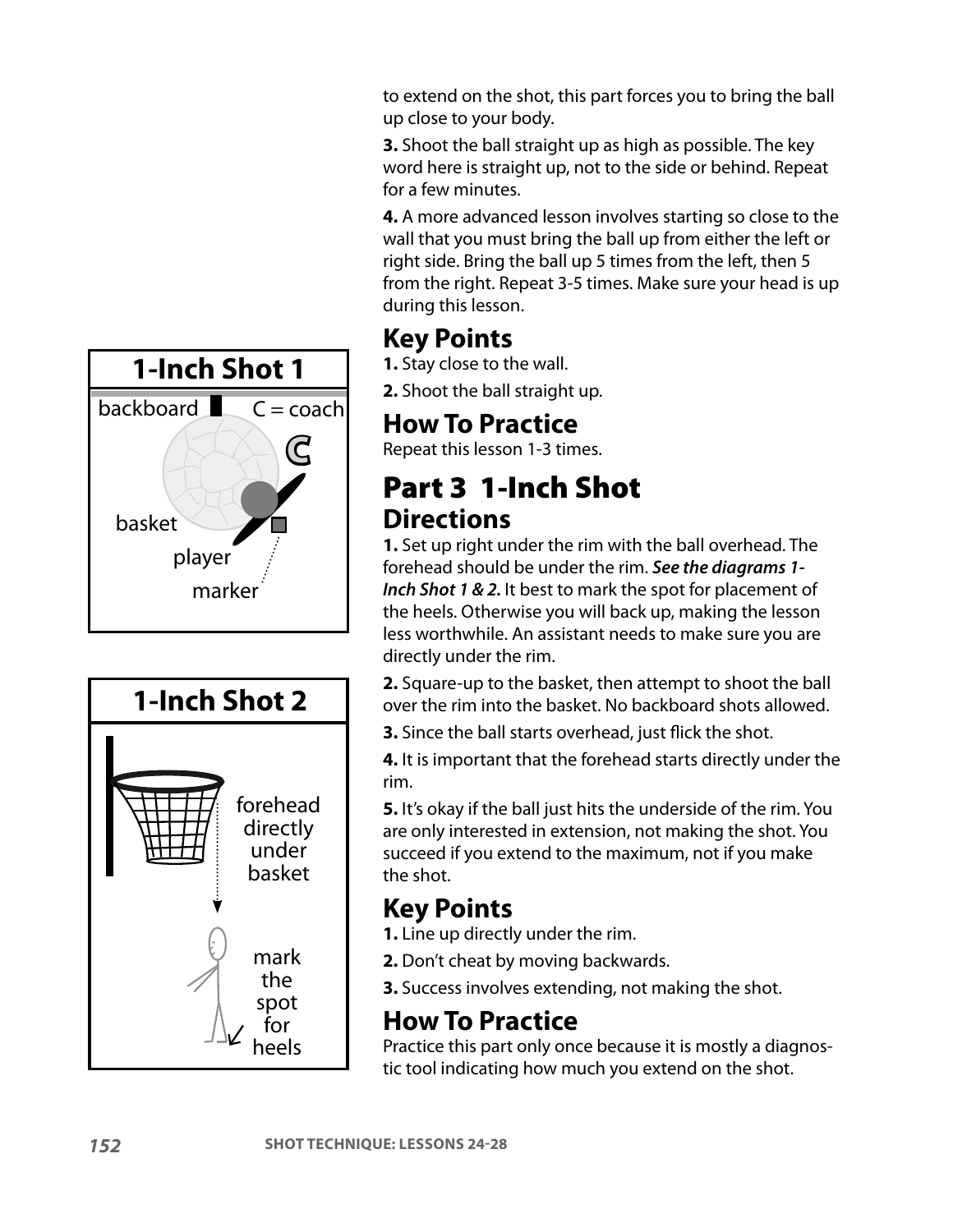## 1-Inch Shot 1

backboard

C = coach

basket

player

marker

## 1-Inch Shot 2

forehead directly under basket

mark the spot for heels

to extend on the shot, this part forces you to bring the ball up close to your body.

**3.** Shoot the ball straight up as high as possible. The key word here is straight up, not to the side or behind. Repeat for a few minutes.

**4.** A more advanced lesson involves starting so close to the wall that you must bring the ball up from either the left or right side. Bring the ball up 5 times from the left, then 5 from the right. Repeat 3-5 times. Make sure your head is up during this lesson.

## Key Points

**1.** Stay close to the wall.

**2.** Shoot the ball straight up.

## How To Practice

Repeat this lesson 1-3 times.

# Part 3 1-Inch Shot

## Directions

**1.** Set up right under the rim with the ball overhead. The forehead should be under the rim. ***See the diagrams 1-Inch Shot 1 & 2.*** It best to mark the spot for placement of the heels. Otherwise you will back up, making the lesson less worthwhile. An assistant needs to make sure you are directly under the rim.

**2.** Square-up to the basket, then attempt to shoot the ball over the rim into the basket. No backboard shots allowed.

**3.** Since the ball starts overhead, just flick the shot.

**4.** It is important that the forehead starts directly under the rim.

**5.** It's okay if the ball just hits the underside of the rim. You are only interested in extension, not making the shot. You succeed if you extend to the maximum, not if you make the shot.

## Key Points

**1.** Line up directly under the rim.

**2.** Don't cheat by moving backwards.

**3.** Success involves extending, not making the shot.

## How To Practice

Practice this part only once because it is mostly a diagnostic tool indicating how much you extend on the shot.